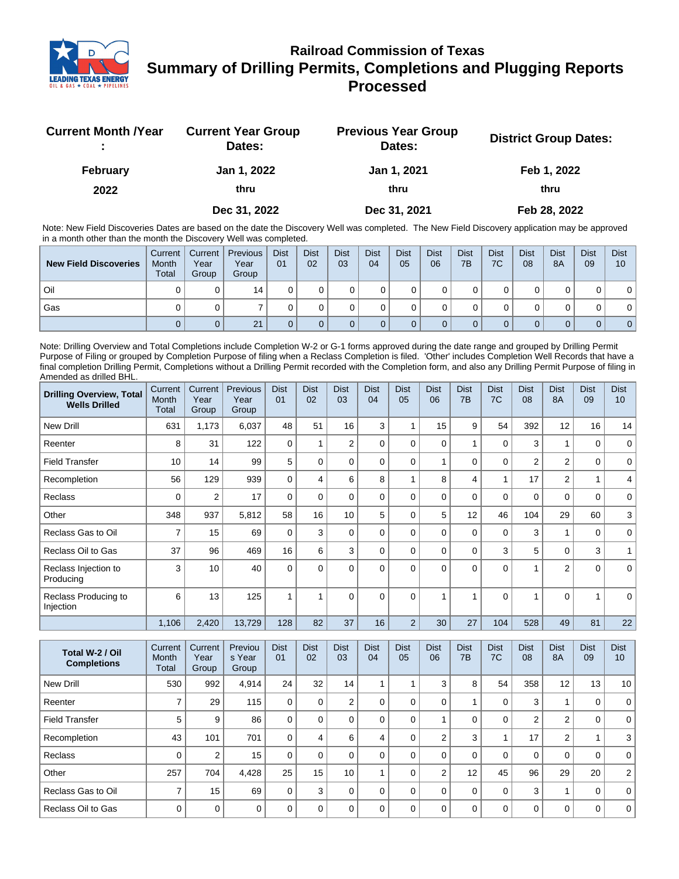# Railroad Commission of Texas

## Summary of Drilling Permits, Completions and Plugging Reports Processed

| Current Month /Year : | Current Year Group Dates: | Previous Year Group Dates: | District Group Dates: |
|---|---|---|---|
| February 2022 | Jan 1, 2022 thru Dec 31, 2022 | Jan 1, 2021 thru Dec 31, 2021 | Feb 1, 2022 thru Feb 28, 2022 |

Note: New Field Discoveries Dates are based on the date the Discovery Well was completed. The New Field Discovery application may be approved in a month other than the month the Discovery Well was completed.

| New Field Discoveries | Current Month Total | Current Year Group | Previous Year Group | Dist 01 | Dist 02 | Dist 03 | Dist 04 | Dist 05 | Dist 06 | Dist 7B | Dist 7C | Dist 08 | Dist 8A | Dist 09 | Dist 10 |
|---|---|---|---|---|---|---|---|---|---|---|---|---|---|---|---|
| Oil | 0 | 0 | 14 | 0 | 0 | 0 | 0 | 0 | 0 | 0 | 0 | 0 | 0 | 0 | 0 |
| Gas | 0 | 0 | 7 | 0 | 0 | 0 | 0 | 0 | 0 | 0 | 0 | 0 | 0 | 0 | 0 |
| | 0 | 0 | 21 | 0 | 0 | 0 | 0 | 0 | 0 | 0 | 0 | 0 | 0 | 0 | 0 |

Note: Drilling Overview and Total Completions include Completion W-2 or G-1 forms approved during the date range and grouped by Drilling Permit Purpose of Filing or grouped by Completion Purpose of filing when a Reclass Completion is filed. 'Other' includes Completion Well Records that have a final completion Drilling Permit, Completions without a Drilling Permit recorded with the Completion form, and also any Drilling Permit Purpose of filing in Amended as drilled BHL.

| Drilling Overview, Total Wells Drilled | Current Month Total | Current Year Group | Previous Year Group | Dist 01 | Dist 02 | Dist 03 | Dist 04 | Dist 05 | Dist 06 | Dist 7B | Dist 7C | Dist 08 | Dist 8A | Dist 09 | Dist 10 |
|---|---|---|---|---|---|---|---|---|---|---|---|---|---|---|---|
| New Drill | 631 | 1,173 | 6,037 | 48 | 51 | 16 | 3 | 1 | 15 | 9 | 54 | 392 | 12 | 16 | 14 |
| Reenter | 8 | 31 | 122 | 0 | 1 | 2 | 0 | 0 | 0 | 1 | 0 | 3 | 1 | 0 | 0 |
| Field Transfer | 10 | 14 | 99 | 5 | 0 | 0 | 0 | 0 | 1 | 0 | 0 | 2 | 2 | 0 | 0 |
| Recompletion | 56 | 129 | 939 | 0 | 4 | 6 | 8 | 1 | 8 | 4 | 1 | 17 | 2 | 1 | 4 |
| Reclass | 0 | 2 | 17 | 0 | 0 | 0 | 0 | 0 | 0 | 0 | 0 | 0 | 0 | 0 | 0 |
| Other | 348 | 937 | 5,812 | 58 | 16 | 10 | 5 | 0 | 5 | 12 | 46 | 104 | 29 | 60 | 3 |
| Reclass Gas to Oil | 7 | 15 | 69 | 0 | 3 | 0 | 0 | 0 | 0 | 0 | 0 | 3 | 1 | 0 | 0 |
| Reclass Oil to Gas | 37 | 96 | 469 | 16 | 6 | 3 | 0 | 0 | 0 | 0 | 3 | 5 | 0 | 3 | 1 |
| Reclass Injection to Producing | 3 | 10 | 40 | 0 | 0 | 0 | 0 | 0 | 0 | 0 | 0 | 1 | 2 | 0 | 0 |
| Reclass Producing to Injection | 6 | 13 | 125 | 1 | 1 | 0 | 0 | 0 | 1 | 1 | 0 | 1 | 0 | 1 | 0 |
| | 1,106 | 2,420 | 13,729 | 128 | 82 | 37 | 16 | 2 | 30 | 27 | 104 | 528 | 49 | 81 | 22 |

| Total W-2 / Oil Completions | Current Month Total | Current Year Group | Previous Year Group | Dist 01 | Dist 02 | Dist 03 | Dist 04 | Dist 05 | Dist 06 | Dist 7B | Dist 7C | Dist 08 | Dist 8A | Dist 09 | Dist 10 |
|---|---|---|---|---|---|---|---|---|---|---|---|---|---|---|---|
| New Drill | 530 | 992 | 4,914 | 24 | 32 | 14 | 1 | 1 | 3 | 8 | 54 | 358 | 12 | 13 | 10 |
| Reenter | 7 | 29 | 115 | 0 | 0 | 2 | 0 | 0 | 0 | 1 | 0 | 3 | 1 | 0 | 0 |
| Field Transfer | 5 | 9 | 86 | 0 | 0 | 0 | 0 | 0 | 1 | 0 | 0 | 2 | 2 | 0 | 0 |
| Recompletion | 43 | 101 | 701 | 0 | 4 | 6 | 4 | 0 | 2 | 3 | 1 | 17 | 2 | 1 | 3 |
| Reclass | 0 | 2 | 15 | 0 | 0 | 0 | 0 | 0 | 0 | 0 | 0 | 0 | 0 | 0 | 0 |
| Other | 257 | 704 | 4,428 | 25 | 15 | 10 | 1 | 0 | 2 | 12 | 45 | 96 | 29 | 20 | 2 |
| Reclass Gas to Oil | 7 | 15 | 69 | 0 | 3 | 0 | 0 | 0 | 0 | 0 | 0 | 3 | 1 | 0 | 0 |
| Reclass Oil to Gas | 0 | 0 | 0 | 0 | 0 | 0 | 0 | 0 | 0 | 0 | 0 | 0 | 0 | 0 | 0 |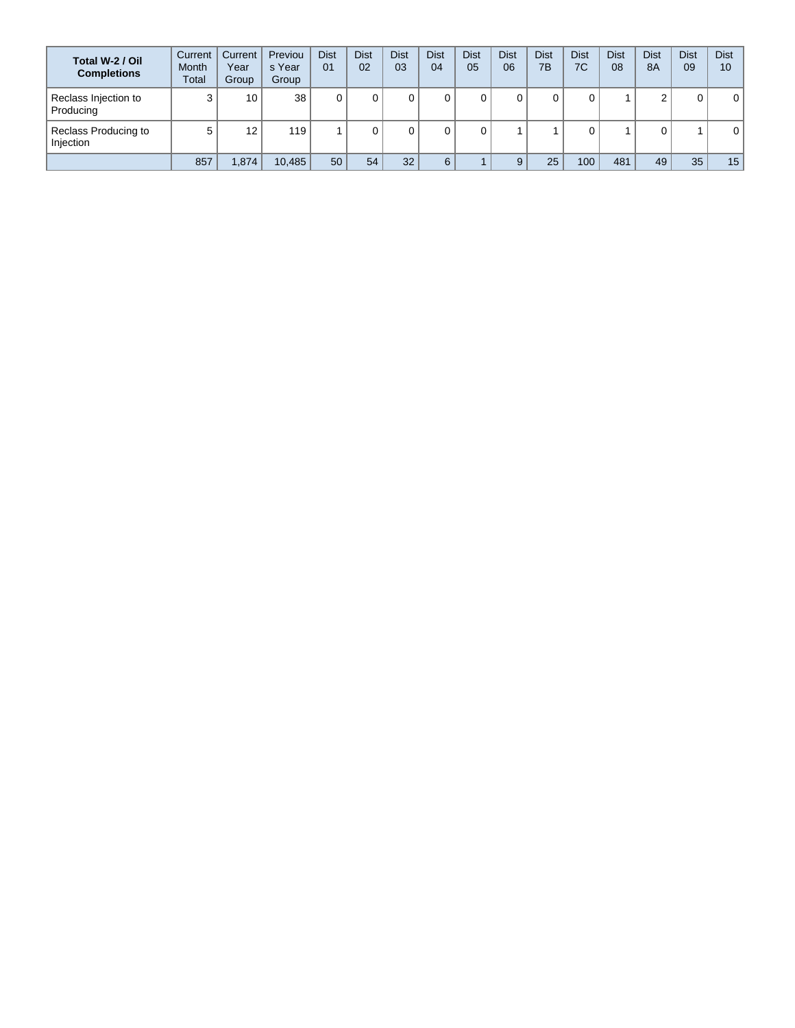| Total W-2 / Oil Completions | Current Month Total | Current Year Group | Previous Year Group | Dist 01 | Dist 02 | Dist 03 | Dist 04 | Dist 05 | Dist 06 | Dist 7B | Dist 7C | Dist 08 | Dist 8A | Dist 09 | Dist 10 |
|---|---|---|---|---|---|---|---|---|---|---|---|---|---|---|---|
| Reclass Injection to Producing | 3 | 10 | 38 | 0 | 0 | 0 | 0 | 0 | 0 | 0 | 0 | 1 | 2 | 0 | 0 |
| Reclass Producing to Injection | 5 | 12 | 119 | 1 | 0 | 0 | 0 | 0 | 1 | 1 | 0 | 1 | 0 | 1 | 0 |
| | 857 | 1,874 | 10,485 | 50 | 54 | 32 | 6 | 1 | 9 | 25 | 100 | 481 | 49 | 35 | 15 |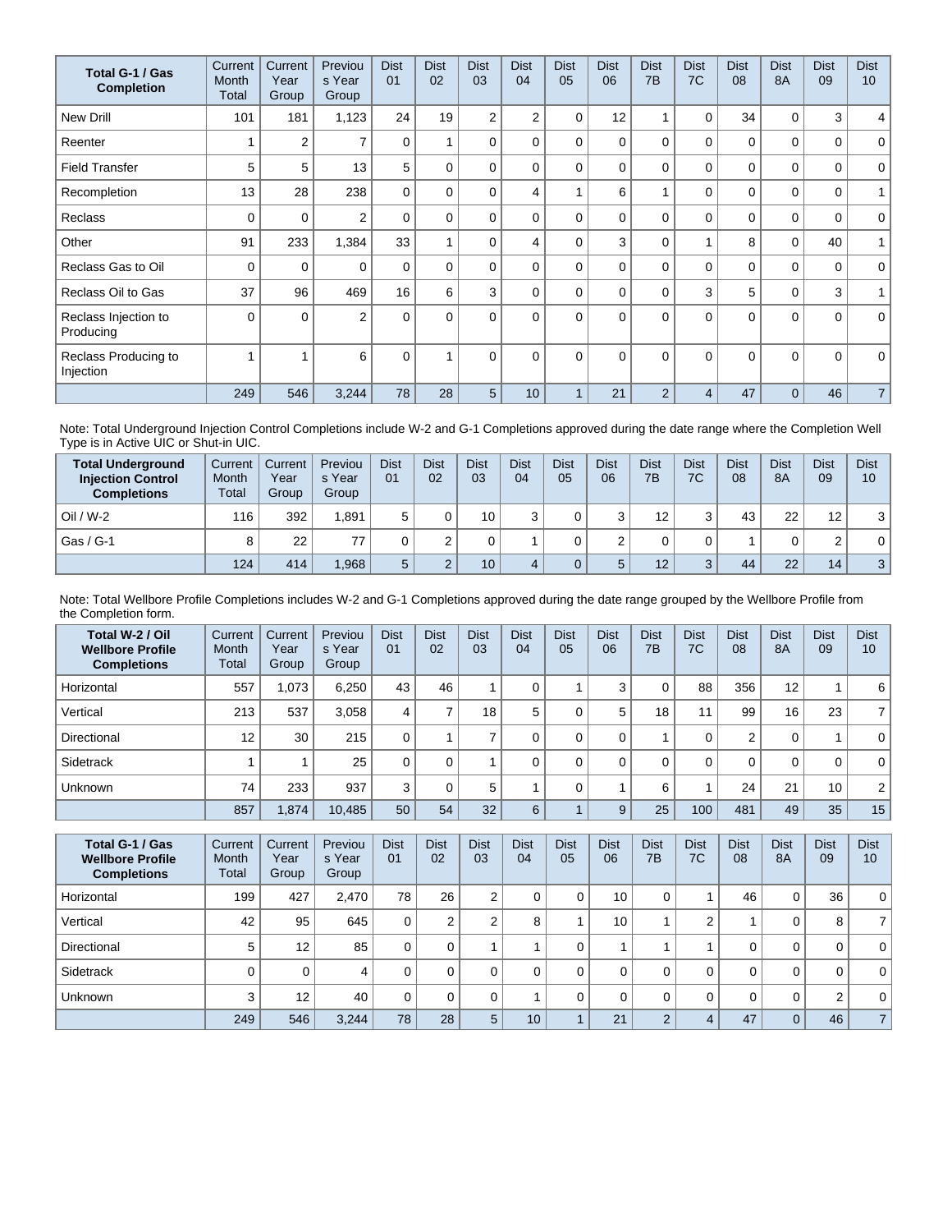| Total G-1 / Gas Completion | Current Month Total | Current Year Group | Previous Year Group | Dist 01 | Dist 02 | Dist 03 | Dist 04 | Dist 05 | Dist 06 | Dist 7B | Dist 7C | Dist 08 | Dist 8A | Dist 09 | Dist 10 |
|---|---|---|---|---|---|---|---|---|---|---|---|---|---|---|---|
| New Drill | 101 | 181 | 1,123 | 24 | 19 | 2 | 2 | 0 | 12 | 1 | 0 | 34 | 0 | 3 | 4 |
| Reenter | 1 | 2 | 7 | 0 | 1 | 0 | 0 | 0 | 0 | 0 | 0 | 0 | 0 | 0 | 0 |
| Field Transfer | 5 | 5 | 13 | 5 | 0 | 0 | 0 | 0 | 0 | 0 | 0 | 0 | 0 | 0 | 0 |
| Recompletion | 13 | 28 | 238 | 0 | 0 | 0 | 4 | 1 | 6 | 1 | 0 | 0 | 0 | 0 | 1 |
| Reclass | 0 | 0 | 2 | 0 | 0 | 0 | 0 | 0 | 0 | 0 | 0 | 0 | 0 | 0 | 0 |
| Other | 91 | 233 | 1,384 | 33 | 1 | 0 | 4 | 0 | 3 | 0 | 1 | 8 | 0 | 40 | 1 |
| Reclass Gas to Oil | 0 | 0 | 0 | 0 | 0 | 0 | 0 | 0 | 0 | 0 | 0 | 0 | 0 | 0 | 0 |
| Reclass Oil to Gas | 37 | 96 | 469 | 16 | 6 | 3 | 0 | 0 | 0 | 0 | 3 | 5 | 0 | 3 | 1 |
| Reclass Injection to Producing | 0 | 0 | 2 | 0 | 0 | 0 | 0 | 0 | 0 | 0 | 0 | 0 | 0 | 0 | 0 |
| Reclass Producing to Injection | 1 | 1 | 6 | 0 | 1 | 0 | 0 | 0 | 0 | 0 | 0 | 0 | 0 | 0 | 0 |
| | 249 | 546 | 3,244 | 78 | 28 | 5 | 10 | 1 | 21 | 2 | 4 | 47 | 0 | 46 | 7 |

Note: Total Underground Injection Control Completions include W-2 and G-1 Completions approved during the date range where the Completion Well Type is in Active UIC or Shut-in UIC.

| Total Underground Injection Control Completions | Current Month Total | Current Year Group | Previous Year Group | Dist 01 | Dist 02 | Dist 03 | Dist 04 | Dist 05 | Dist 06 | Dist 7B | Dist 7C | Dist 08 | Dist 8A | Dist 09 | Dist 10 |
|---|---|---|---|---|---|---|---|---|---|---|---|---|---|---|---|
| Oil / W-2 | 116 | 392 | 1,891 | 5 | 0 | 10 | 3 | 0 | 3 | 12 | 3 | 43 | 22 | 12 | 3 |
| Gas / G-1 | 8 | 22 | 77 | 0 | 2 | 0 | 1 | 0 | 2 | 0 | 0 | 1 | 0 | 2 | 0 |
| | 124 | 414 | 1,968 | 5 | 2 | 10 | 4 | 0 | 5 | 12 | 3 | 44 | 22 | 14 | 3 |

Note: Total Wellbore Profile Completions includes W-2 and G-1 Completions approved during the date range grouped by the Wellbore Profile from the Completion form.

| Total W-2 / Oil Wellbore Profile Completions | Current Month Total | Current Year Group | Previous Year Group | Dist 01 | Dist 02 | Dist 03 | Dist 04 | Dist 05 | Dist 06 | Dist 7B | Dist 7C | Dist 08 | Dist 8A | Dist 09 | Dist 10 |
|---|---|---|---|---|---|---|---|---|---|---|---|---|---|---|---|
| Horizontal | 557 | 1,073 | 6,250 | 43 | 46 | 1 | 0 | 1 | 3 | 0 | 88 | 356 | 12 | 1 | 6 |
| Vertical | 213 | 537 | 3,058 | 4 | 7 | 18 | 5 | 0 | 5 | 18 | 11 | 99 | 16 | 23 | 7 |
| Directional | 12 | 30 | 215 | 0 | 1 | 7 | 0 | 0 | 0 | 1 | 0 | 2 | 0 | 1 | 0 |
| Sidetrack | 1 | 1 | 25 | 0 | 0 | 1 | 0 | 0 | 0 | 0 | 0 | 0 | 0 | 0 | 0 |
| Unknown | 74 | 233 | 937 | 3 | 0 | 5 | 1 | 0 | 1 | 6 | 1 | 24 | 21 | 10 | 2 |
| | 857 | 1,874 | 10,485 | 50 | 54 | 32 | 6 | 1 | 9 | 25 | 100 | 481 | 49 | 35 | 15 |

| Total G-1 / Gas Wellbore Profile Completions | Current Month Total | Current Year Group | Previous Year Group | Dist 01 | Dist 02 | Dist 03 | Dist 04 | Dist 05 | Dist 06 | Dist 7B | Dist 7C | Dist 08 | Dist 8A | Dist 09 | Dist 10 |
|---|---|---|---|---|---|---|---|---|---|---|---|---|---|---|---|
| Horizontal | 199 | 427 | 2,470 | 78 | 26 | 2 | 0 | 0 | 10 | 0 | 1 | 46 | 0 | 36 | 0 |
| Vertical | 42 | 95 | 645 | 0 | 2 | 2 | 8 | 1 | 10 | 1 | 2 | 1 | 0 | 8 | 7 |
| Directional | 5 | 12 | 85 | 0 | 0 | 1 | 1 | 0 | 1 | 1 | 1 | 0 | 0 | 0 | 0 |
| Sidetrack | 0 | 0 | 4 | 0 | 0 | 0 | 0 | 0 | 0 | 0 | 0 | 0 | 0 | 0 | 0 |
| Unknown | 3 | 12 | 40 | 0 | 0 | 0 | 1 | 0 | 0 | 0 | 0 | 0 | 0 | 2 | 0 |
| | 249 | 546 | 3,244 | 78 | 28 | 5 | 10 | 1 | 21 | 2 | 4 | 47 | 0 | 46 | 7 |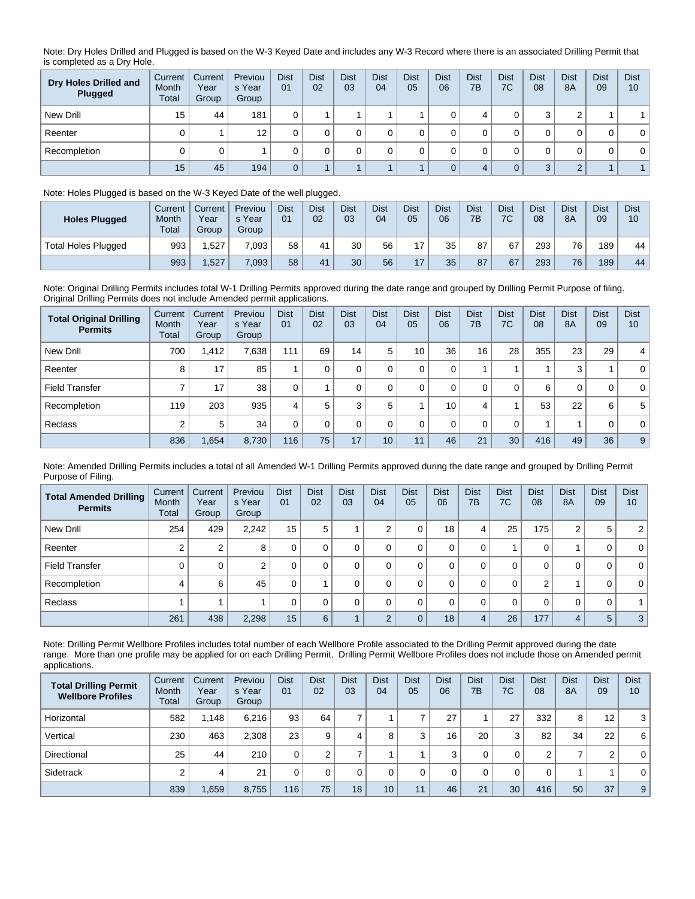Note: Dry Holes Drilled and Plugged is based on the W-3 Keyed Date and includes any W-3 Record where there is an associated Drilling Permit that is completed as a Dry Hole.

| Dry Holes Drilled and Plugged | Current Month Total | Current Year Group | Previous Year Group | Dist 01 | Dist 02 | Dist 03 | Dist 04 | Dist 05 | Dist 06 | Dist 7B | Dist 7C | Dist 08 | Dist 8A | Dist 09 | Dist 10 |
|---|---|---|---|---|---|---|---|---|---|---|---|---|---|---|---|
| New Drill | 15 | 44 | 181 | 0 | 1 | 1 | 1 | 1 | 0 | 4 | 0 | 3 | 2 | 1 | 1 |
| Reenter | 0 | 1 | 12 | 0 | 0 | 0 | 0 | 0 | 0 | 0 | 0 | 0 | 0 | 0 | 0 |
| Recompletion | 0 | 0 | 1 | 0 | 0 | 0 | 0 | 0 | 0 | 0 | 0 | 0 | 0 | 0 | 0 |
| | 15 | 45 | 194 | 0 | 1 | 1 | 1 | 1 | 0 | 4 | 0 | 3 | 2 | 1 | 1 |

Note: Holes Plugged is based on the W-3 Keyed Date of the well plugged.

| Holes Plugged | Current Month Total | Current Year Group | Previous Year Group | Dist 01 | Dist 02 | Dist 03 | Dist 04 | Dist 05 | Dist 06 | Dist 7B | Dist 7C | Dist 08 | Dist 8A | Dist 09 | Dist 10 |
|---|---|---|---|---|---|---|---|---|---|---|---|---|---|---|---|
| Total Holes Plugged | 993 | 1,527 | 7,093 | 58 | 41 | 30 | 56 | 17 | 35 | 87 | 67 | 293 | 76 | 189 | 44 |
| | 993 | 1,527 | 7,093 | 58 | 41 | 30 | 56 | 17 | 35 | 87 | 67 | 293 | 76 | 189 | 44 |

Note: Original Drilling Permits includes total W-1 Drilling Permits approved during the date range and grouped by Drilling Permit Purpose of filing. Original Drilling Permits does not include Amended permit applications.

| Total Original Drilling Permits | Current Month Total | Current Year Group | Previous Year Group | Dist 01 | Dist 02 | Dist 03 | Dist 04 | Dist 05 | Dist 06 | Dist 7B | Dist 7C | Dist 08 | Dist 8A | Dist 09 | Dist 10 |
|---|---|---|---|---|---|---|---|---|---|---|---|---|---|---|---|
| New Drill | 700 | 1,412 | 7,638 | 111 | 69 | 14 | 5 | 10 | 36 | 16 | 28 | 355 | 23 | 29 | 4 |
| Reenter | 8 | 17 | 85 | 1 | 0 | 0 | 0 | 0 | 0 | 1 | 1 | 1 | 3 | 1 | 0 |
| Field Transfer | 7 | 17 | 38 | 0 | 1 | 0 | 0 | 0 | 0 | 0 | 0 | 6 | 0 | 0 | 0 |
| Recompletion | 119 | 203 | 935 | 4 | 5 | 3 | 5 | 1 | 10 | 4 | 1 | 53 | 22 | 6 | 5 |
| Reclass | 2 | 5 | 34 | 0 | 0 | 0 | 0 | 0 | 0 | 0 | 0 | 1 | 1 | 0 | 0 |
| | 836 | 1,654 | 8,730 | 116 | 75 | 17 | 10 | 11 | 46 | 21 | 30 | 416 | 49 | 36 | 9 |

Note: Amended Drilling Permits includes a total of all Amended W-1 Drilling Permits approved during the date range and grouped by Drilling Permit Purpose of Filing.

| Total Amended Drilling Permits | Current Month Total | Current Year Group | Previous Year Group | Dist 01 | Dist 02 | Dist 03 | Dist 04 | Dist 05 | Dist 06 | Dist 7B | Dist 7C | Dist 08 | Dist 8A | Dist 09 | Dist 10 |
|---|---|---|---|---|---|---|---|---|---|---|---|---|---|---|---|
| New Drill | 254 | 429 | 2,242 | 15 | 5 | 1 | 2 | 0 | 18 | 4 | 25 | 175 | 2 | 5 | 2 |
| Reenter | 2 | 2 | 8 | 0 | 0 | 0 | 0 | 0 | 0 | 0 | 1 | 0 | 1 | 0 | 0 |
| Field Transfer | 0 | 0 | 2 | 0 | 0 | 0 | 0 | 0 | 0 | 0 | 0 | 0 | 0 | 0 | 0 |
| Recompletion | 4 | 6 | 45 | 0 | 1 | 0 | 0 | 0 | 0 | 0 | 0 | 2 | 1 | 0 | 0 |
| Reclass | 1 | 1 | 1 | 0 | 0 | 0 | 0 | 0 | 0 | 0 | 0 | 0 | 0 | 0 | 1 |
| | 261 | 438 | 2,298 | 15 | 6 | 1 | 2 | 0 | 18 | 4 | 26 | 177 | 4 | 5 | 3 |

Note: Drilling Permit Wellbore Profiles includes total number of each Wellbore Profile associated to the Drilling Permit approved during the date range. More than one profile may be applied for on each Drilling Permit. Drilling Permit Wellbore Profiles does not include those on Amended permit applications.

| Total Drilling Permit Wellbore Profiles | Current Month Total | Current Year Group | Previous Year Group | Dist 01 | Dist 02 | Dist 03 | Dist 04 | Dist 05 | Dist 06 | Dist 7B | Dist 7C | Dist 08 | Dist 8A | Dist 09 | Dist 10 |
|---|---|---|---|---|---|---|---|---|---|---|---|---|---|---|---|
| Horizontal | 582 | 1,148 | 6,216 | 93 | 64 | 7 | 1 | 7 | 27 | 1 | 27 | 332 | 8 | 12 | 3 |
| Vertical | 230 | 463 | 2,308 | 23 | 9 | 4 | 8 | 3 | 16 | 20 | 3 | 82 | 34 | 22 | 6 |
| Directional | 25 | 44 | 210 | 0 | 2 | 7 | 1 | 1 | 3 | 0 | 0 | 2 | 7 | 2 | 0 |
| Sidetrack | 2 | 4 | 21 | 0 | 0 | 0 | 0 | 0 | 0 | 0 | 0 | 0 | 1 | 1 | 0 |
| | 839 | 1,659 | 8,755 | 116 | 75 | 18 | 10 | 11 | 46 | 21 | 30 | 416 | 50 | 37 | 9 |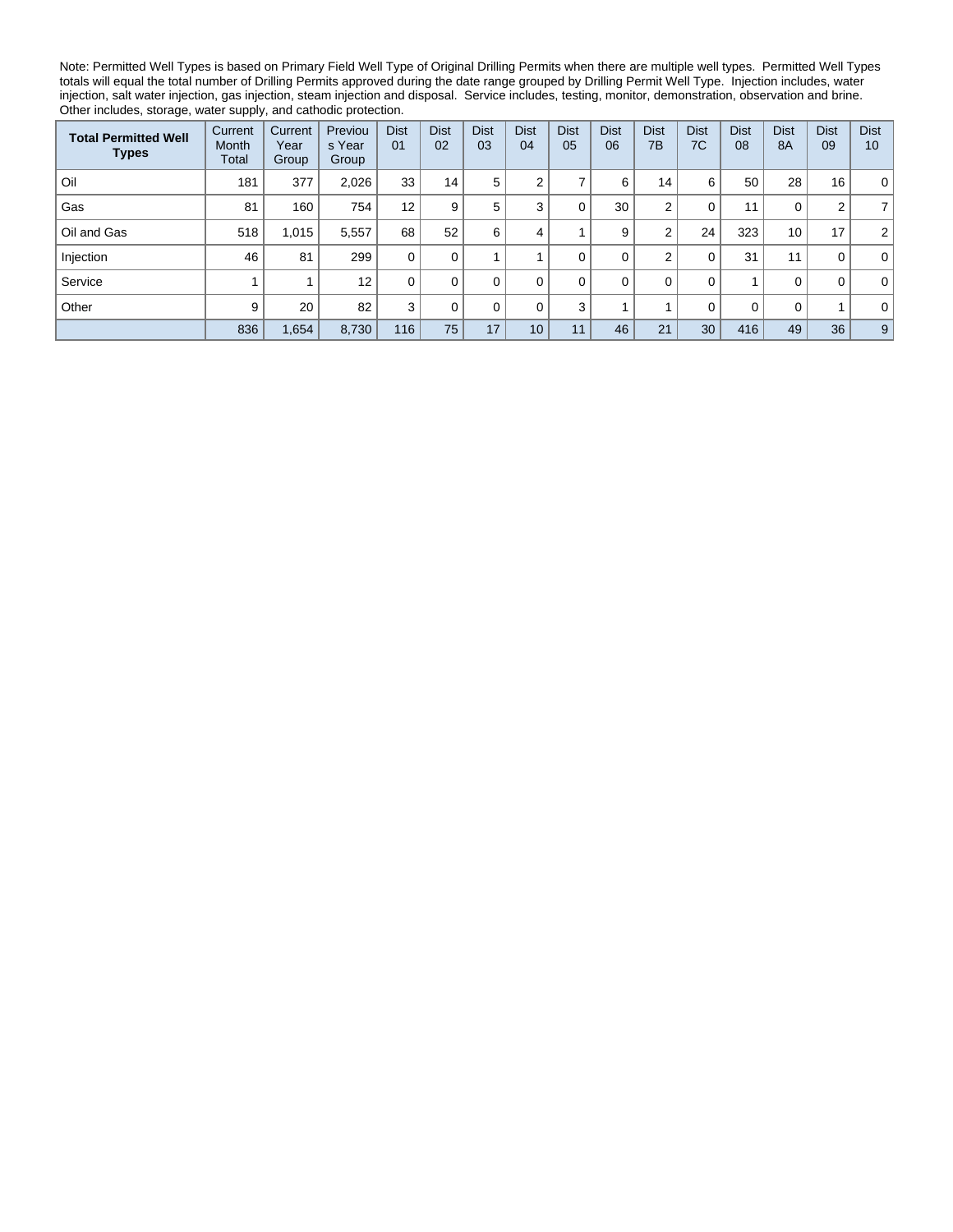Note: Permitted Well Types is based on Primary Field Well Type of Original Drilling Permits when there are multiple well types. Permitted Well Types totals will equal the total number of Drilling Permits approved during the date range grouped by Drilling Permit Well Type. Injection includes, water injection, salt water injection, gas injection, steam injection and disposal. Service includes, testing, monitor, demonstration, observation and brine. Other includes, storage, water supply, and cathodic protection.

| **Total Permitted Well Types** | Current Month Total | Current Year Group | Previous Year Group | Dist 01 | Dist 02 | Dist 03 | Dist 04 | Dist 05 | Dist 06 | Dist 7B | Dist 7C | Dist 08 | Dist 8A | Dist 09 | Dist 10 |
|---|---|---|---|---|---|---|---|---|---|---|---|---|---|---|---|
| Oil | 181 | 377 | 2,026 | 33 | 14 | 5 | 2 | 7 | 6 | 14 | 6 | 50 | 28 | 16 | 0 |
| Gas | 81 | 160 | 754 | 12 | 9 | 5 | 3 | 0 | 30 | 2 | 0 | 11 | 0 | 2 | 7 |
| Oil and Gas | 518 | 1,015 | 5,557 | 68 | 52 | 6 | 4 | 1 | 9 | 2 | 24 | 323 | 10 | 17 | 2 |
| Injection | 46 | 81 | 299 | 0 | 0 | 1 | 1 | 0 | 0 | 2 | 0 | 31 | 11 | 0 | 0 |
| Service | 1 | 1 | 12 | 0 | 0 | 0 | 0 | 0 | 0 | 0 | 0 | 1 | 0 | 0 | 0 |
| Other | 9 | 20 | 82 | 3 | 0 | 0 | 0 | 3 | 1 | 1 | 0 | 0 | 0 | 1 | 0 |
| | 836 | 1,654 | 8,730 | 116 | 75 | 17 | 10 | 11 | 46 | 21 | 30 | 416 | 49 | 36 | 9 |